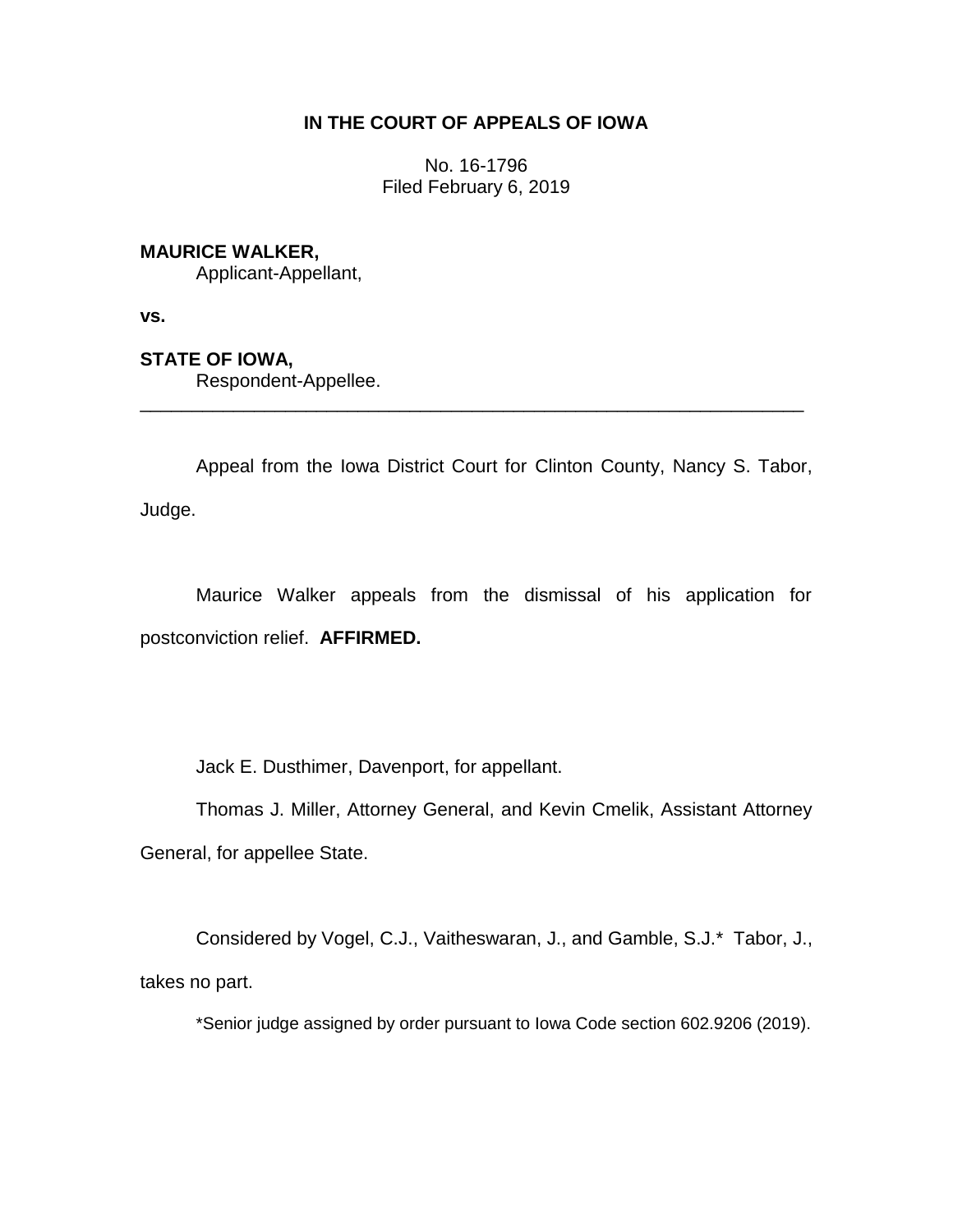**IN THE COURT OF APPEALS OF IOWA**

No. 16-1796
Filed February 6, 2019

**MAURICE WALKER,**
Applicant-Appellant,

**vs.**

**STATE OF IOWA,**
Respondent-Appellee.

---

Appeal from the Iowa District Court for Clinton County, Nancy S. Tabor, Judge.

Maurice Walker appeals from the dismissal of his application for postconviction relief. **AFFIRMED.**

Jack E. Dusthimer, Davenport, for appellant.

Thomas J. Miller, Attorney General, and Kevin Cmelik, Assistant Attorney General, for appellee State.

Considered by Vogel, C.J., Vaitheswaran, J., and Gamble, S.J.* Tabor, J., takes no part.

*Senior judge assigned by order pursuant to Iowa Code section 602.9206 (2019).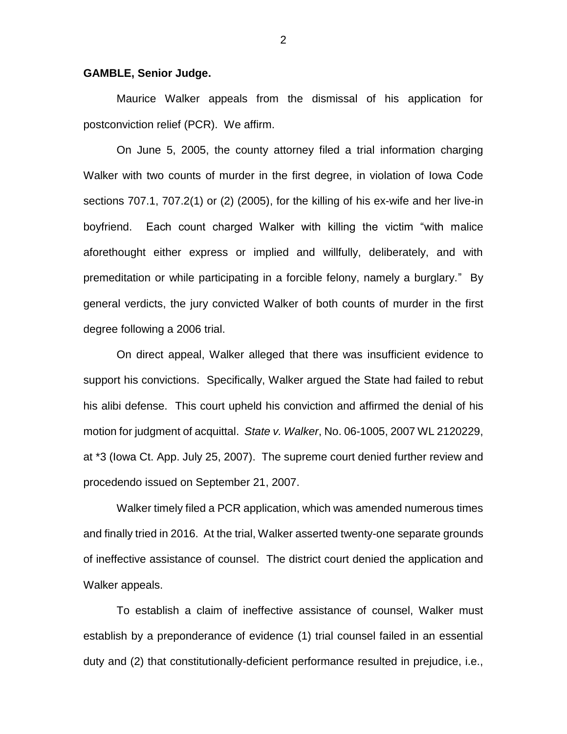**GAMBLE, Senior Judge.**

Maurice Walker appeals from the dismissal of his application for postconviction relief (PCR). We affirm.

On June 5, 2005, the county attorney filed a trial information charging Walker with two counts of murder in the first degree, in violation of Iowa Code sections 707.1, 707.2(1) or (2) (2005), for the killing of his ex-wife and her live-in boyfriend. Each count charged Walker with killing the victim "with malice aforethought either express or implied and willfully, deliberately, and with premeditation or while participating in a forcible felony, namely a burglary." By general verdicts, the jury convicted Walker of both counts of murder in the first degree following a 2006 trial.

On direct appeal, Walker alleged that there was insufficient evidence to support his convictions. Specifically, Walker argued the State had failed to rebut his alibi defense. This court upheld his conviction and affirmed the denial of his motion for judgment of acquittal. *State v. Walker*, No. 06-1005, 2007 WL 2120229, at *3 (Iowa Ct. App. July 25, 2007). The supreme court denied further review and procedendo issued on September 21, 2007.

Walker timely filed a PCR application, which was amended numerous times and finally tried in 2016. At the trial, Walker asserted twenty-one separate grounds of ineffective assistance of counsel. The district court denied the application and Walker appeals.

To establish a claim of ineffective assistance of counsel, Walker must establish by a preponderance of evidence (1) trial counsel failed in an essential duty and (2) that constitutionally-deficient performance resulted in prejudice, i.e.,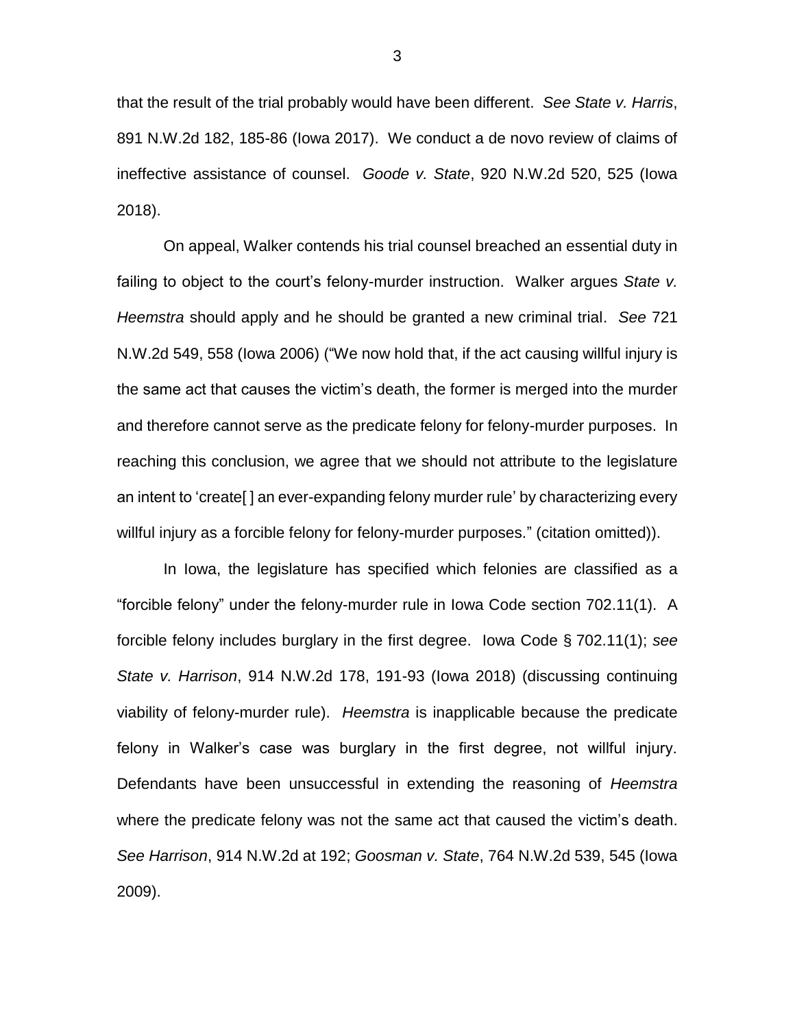that the result of the trial probably would have been different. *See State v. Harris*, 891 N.W.2d 182, 185-86 (Iowa 2017). We conduct a de novo review of claims of ineffective assistance of counsel. *Goode v. State*, 920 N.W.2d 520, 525 (Iowa 2018).

On appeal, Walker contends his trial counsel breached an essential duty in failing to object to the court's felony-murder instruction. Walker argues *State v. Heemstra* should apply and he should be granted a new criminal trial. *See* 721 N.W.2d 549, 558 (Iowa 2006) ("We now hold that, if the act causing willful injury is the same act that causes the victim's death, the former is merged into the murder and therefore cannot serve as the predicate felony for felony-murder purposes. In reaching this conclusion, we agree that we should not attribute to the legislature an intent to 'create[ ] an ever-expanding felony murder rule' by characterizing every willful injury as a forcible felony for felony-murder purposes." (citation omitted)).

In Iowa, the legislature has specified which felonies are classified as a "forcible felony" under the felony-murder rule in Iowa Code section 702.11(1). A forcible felony includes burglary in the first degree. Iowa Code § 702.11(1); *see State v. Harrison*, 914 N.W.2d 178, 191-93 (Iowa 2018) (discussing continuing viability of felony-murder rule). *Heemstra* is inapplicable because the predicate felony in Walker's case was burglary in the first degree, not willful injury. Defendants have been unsuccessful in extending the reasoning of *Heemstra* where the predicate felony was not the same act that caused the victim's death. *See Harrison*, 914 N.W.2d at 192; *Goosman v. State*, 764 N.W.2d 539, 545 (Iowa 2009).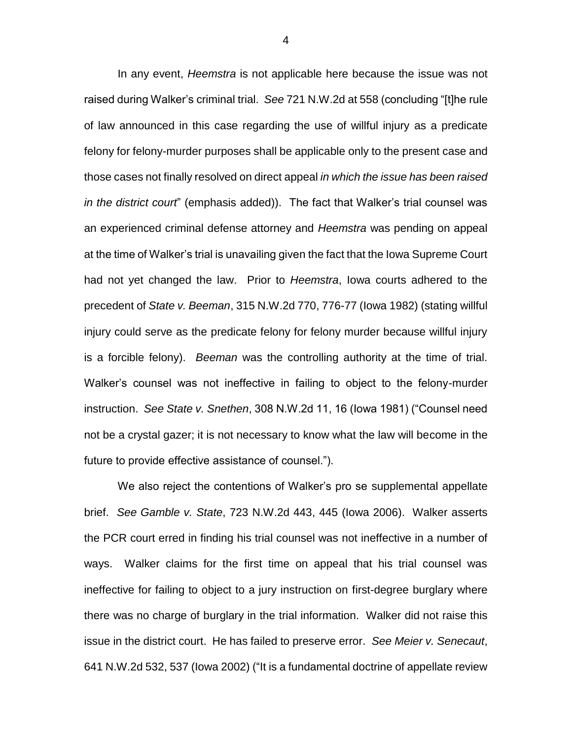In any event, *Heemstra* is not applicable here because the issue was not raised during Walker's criminal trial. *See* 721 N.W.2d at 558 (concluding "[t]he rule of law announced in this case regarding the use of willful injury as a predicate felony for felony-murder purposes shall be applicable only to the present case and those cases not finally resolved on direct appeal *in which the issue has been raised in the district court*" (emphasis added)). The fact that Walker's trial counsel was an experienced criminal defense attorney and *Heemstra* was pending on appeal at the time of Walker's trial is unavailing given the fact that the Iowa Supreme Court had not yet changed the law. Prior to *Heemstra*, Iowa courts adhered to the precedent of *State v. Beeman*, 315 N.W.2d 770, 776-77 (Iowa 1982) (stating willful injury could serve as the predicate felony for felony murder because willful injury is a forcible felony). *Beeman* was the controlling authority at the time of trial. Walker's counsel was not ineffective in failing to object to the felony-murder instruction. *See State v. Snethen*, 308 N.W.2d 11, 16 (Iowa 1981) ("Counsel need not be a crystal gazer; it is not necessary to know what the law will become in the future to provide effective assistance of counsel.").

We also reject the contentions of Walker's pro se supplemental appellate brief. *See Gamble v. State*, 723 N.W.2d 443, 445 (Iowa 2006). Walker asserts the PCR court erred in finding his trial counsel was not ineffective in a number of ways. Walker claims for the first time on appeal that his trial counsel was ineffective for failing to object to a jury instruction on first-degree burglary where there was no charge of burglary in the trial information. Walker did not raise this issue in the district court. He has failed to preserve error. *See Meier v. Senecaut*, 641 N.W.2d 532, 537 (Iowa 2002) ("It is a fundamental doctrine of appellate review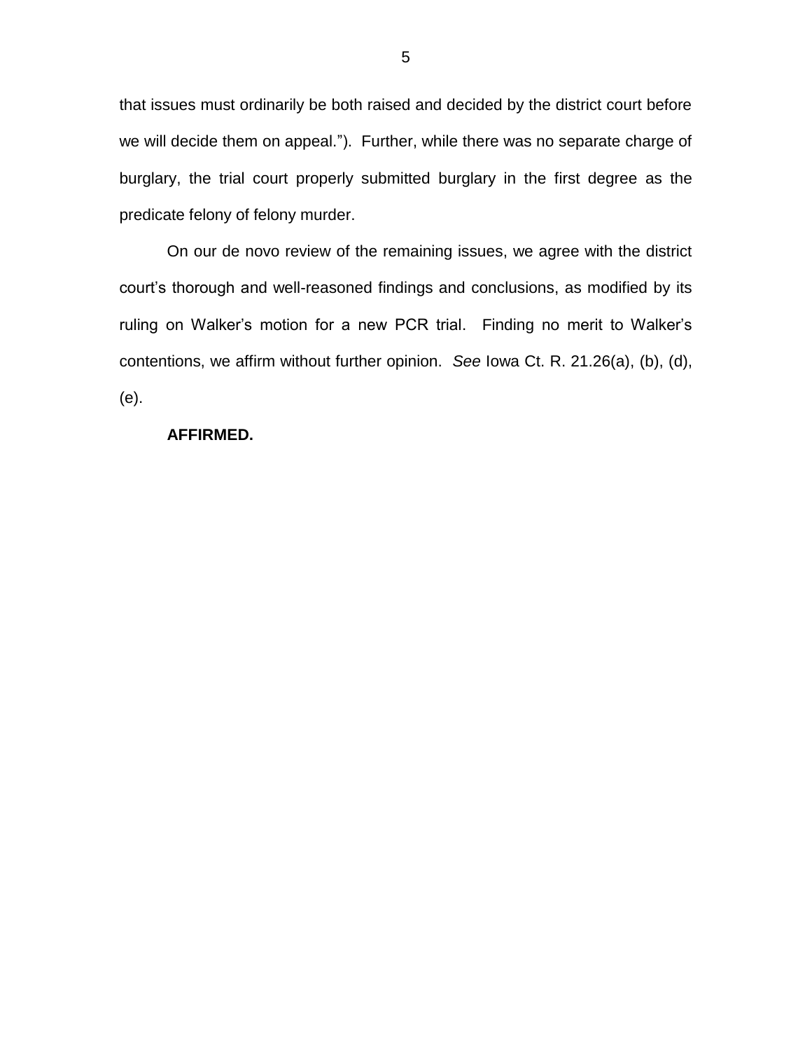that issues must ordinarily be both raised and decided by the district court before we will decide them on appeal."). Further, while there was no separate charge of burglary, the trial court properly submitted burglary in the first degree as the predicate felony of felony murder.

On our de novo review of the remaining issues, we agree with the district court's thorough and well-reasoned findings and conclusions, as modified by its ruling on Walker's motion for a new PCR trial. Finding no merit to Walker's contentions, we affirm without further opinion. *See* Iowa Ct. R. 21.26(a), (b), (d), (e).

**AFFIRMED.**